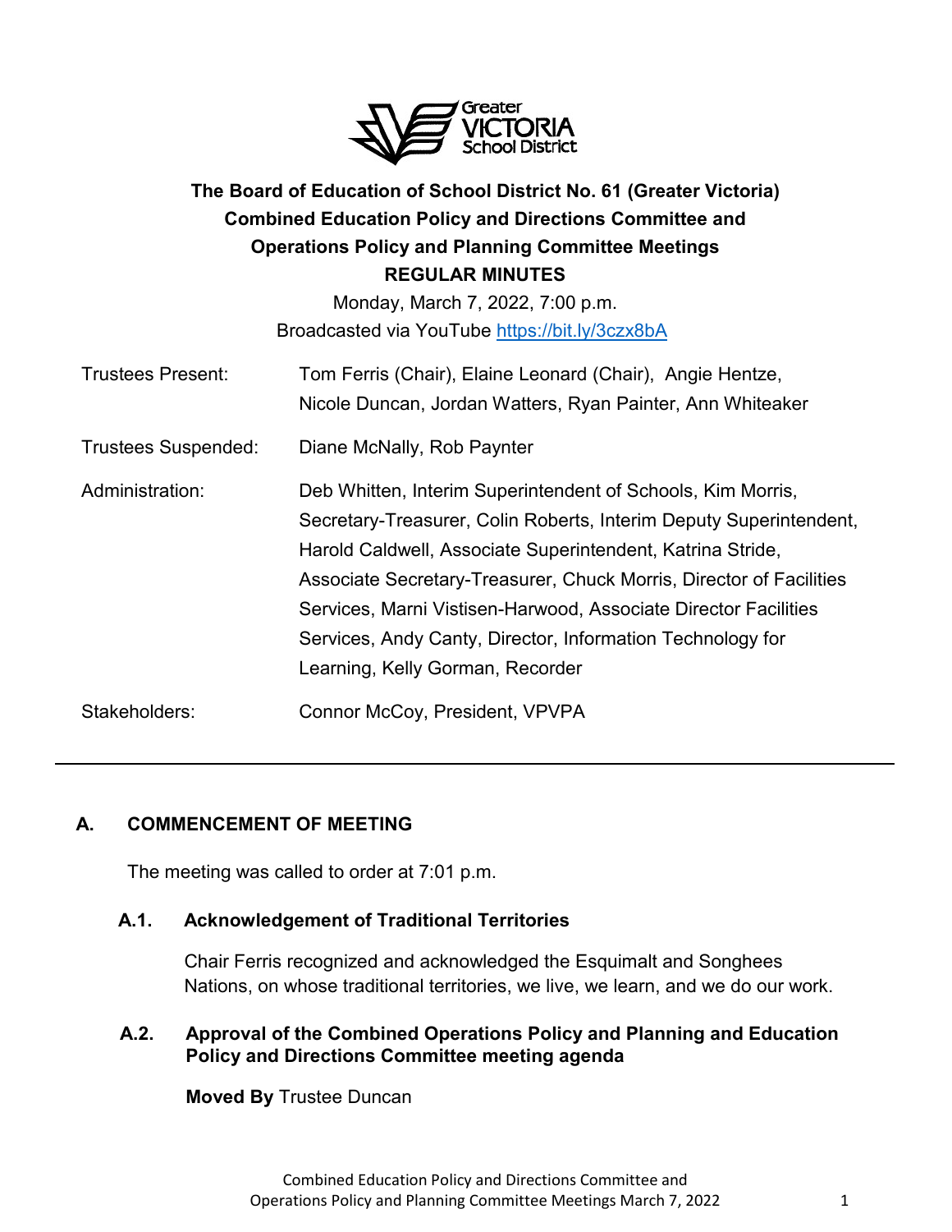# The Board of Education of School District No. 61 (Greater Victoria)
## Combined Education Policy and Directions Committee and Operations Policy and Planning Committee Meetings
## REGULAR MINUTES

Monday, March 7, 2022, 7:00 p.m.
Broadcasted via YouTube https://bit.ly/3czx8bA

| | |
|---|---|
| Trustees Present: | Tom Ferris (Chair), Elaine Leonard (Chair), Angie Hentze, Nicole Duncan, Jordan Watters, Ryan Painter, Ann Whiteaker |
| Trustees Suspended: | Diane McNally, Rob Paynter |
| Administration: | Deb Whitten, Interim Superintendent of Schools, Kim Morris, Secretary-Treasurer, Colin Roberts, Interim Deputy Superintendent, Harold Caldwell, Associate Superintendent, Katrina Stride, Associate Secretary-Treasurer, Chuck Morris, Director of Facilities Services, Marni Vistisen-Harwood, Associate Director Facilities Services, Andy Canty, Director, Information Technology for Learning, Kelly Gorman, Recorder |
| Stakeholders: | Connor McCoy, President, VPVPA |

---

### A. COMMENCEMENT OF MEETING

The meeting was called to order at 7:01 p.m.

#### A.1. Acknowledgement of Traditional Territories

Chair Ferris recognized and acknowledged the Esquimalt and Songhees Nations, on whose traditional territories, we live, we learn, and we do our work.

#### A.2. Approval of the Combined Operations Policy and Planning and Education Policy and Directions Committee meeting agenda

**Moved By** Trustee Duncan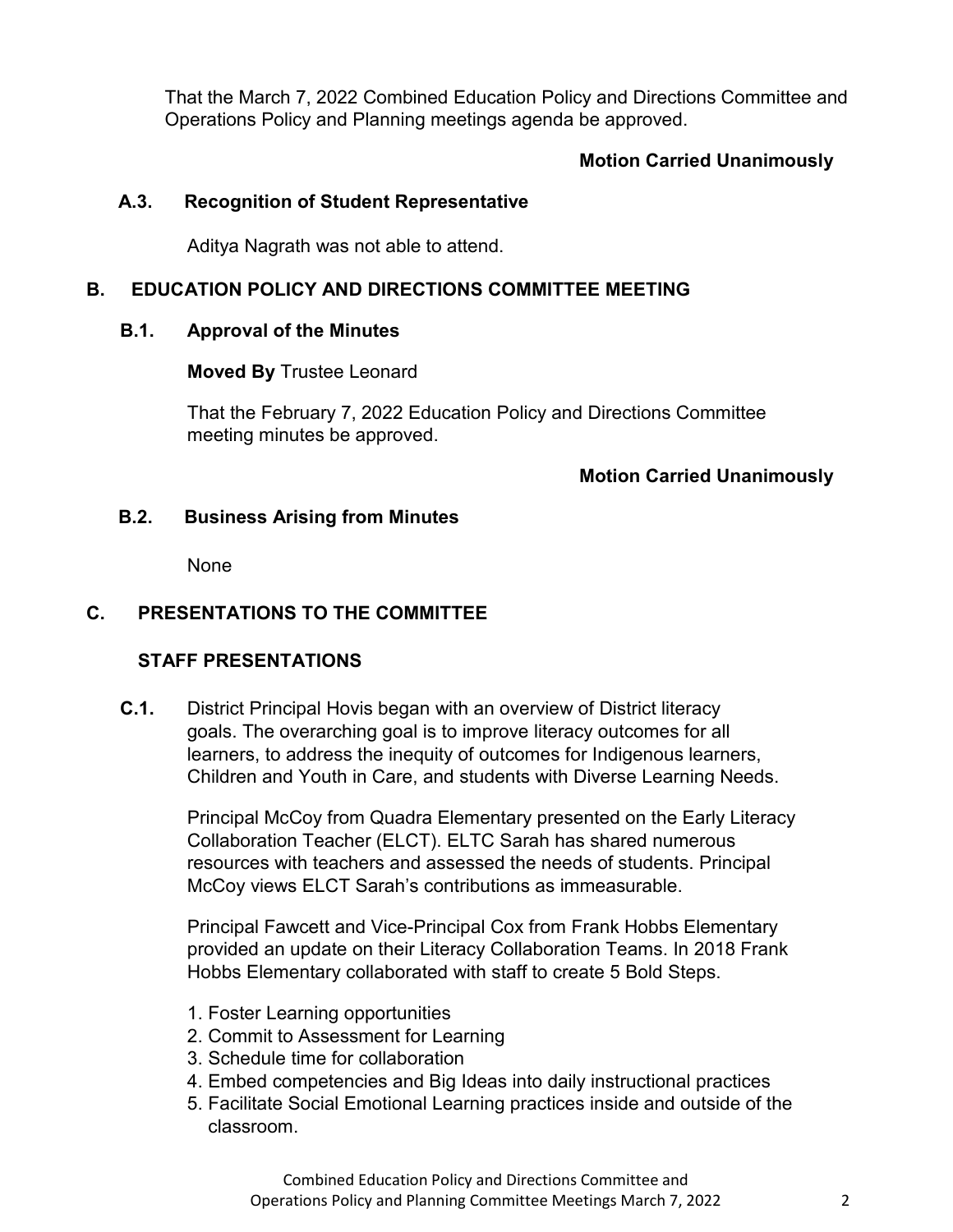That the March 7, 2022 Combined Education Policy and Directions Committee and Operations Policy and Planning meetings agenda be approved.

**Motion Carried Unanimously**

### A.3. Recognition of Student Representative

Aditya Nagrath was not able to attend.

## B. EDUCATION POLICY AND DIRECTIONS COMMITTEE MEETING

### B.1. Approval of the Minutes

**Moved By** Trustee Leonard

That the February 7, 2022 Education Policy and Directions Committee meeting minutes be approved.

**Motion Carried Unanimously**

### B.2. Business Arising from Minutes

None

## C. PRESENTATIONS TO THE COMMITTEE

### STAFF PRESENTATIONS

**C.1.** District Principal Hovis began with an overview of District literacy goals. The overarching goal is to improve literacy outcomes for all learners, to address the inequity of outcomes for Indigenous learners, Children and Youth in Care, and students with Diverse Learning Needs.

Principal McCoy from Quadra Elementary presented on the Early Literacy Collaboration Teacher (ELCT). ELTC Sarah has shared numerous resources with teachers and assessed the needs of students. Principal McCoy views ELCT Sarah's contributions as immeasurable.

Principal Fawcett and Vice-Principal Cox from Frank Hobbs Elementary provided an update on their Literacy Collaboration Teams. In 2018 Frank Hobbs Elementary collaborated with staff to create 5 Bold Steps.

1. Foster Learning opportunities
2. Commit to Assessment for Learning
3. Schedule time for collaboration
4. Embed competencies and Big Ideas into daily instructional practices
5. Facilitate Social Emotional Learning practices inside and outside of the classroom.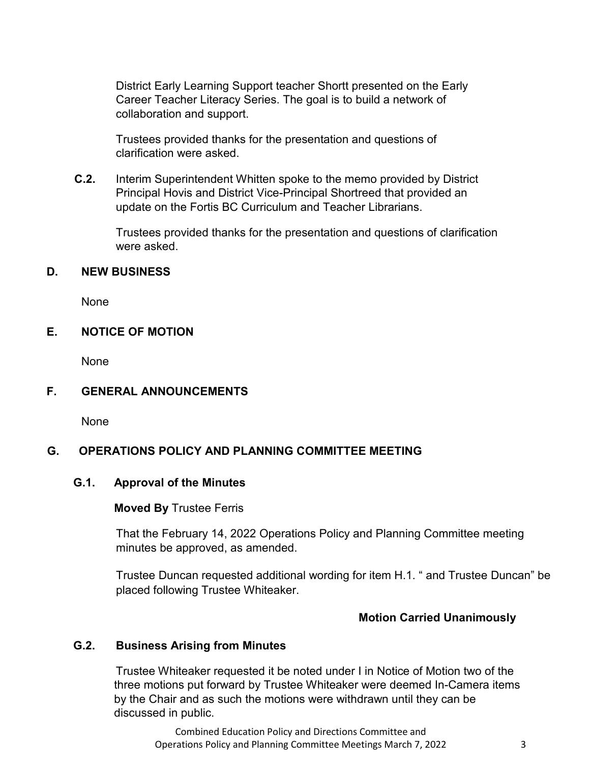District Early Learning Support teacher Shortt presented on the Early Career Teacher Literacy Series. The goal is to build a network of collaboration and support.

Trustees provided thanks for the presentation and questions of clarification were asked.

**C.2.** Interim Superintendent Whitten spoke to the memo provided by District Principal Hovis and District Vice-Principal Shortreed that provided an update on the Fortis BC Curriculum and Teacher Librarians.

Trustees provided thanks for the presentation and questions of clarification were asked.

## D. NEW BUSINESS

None

## E. NOTICE OF MOTION

None

## F. GENERAL ANNOUNCEMENTS

None

## G. OPERATIONS POLICY AND PLANNING COMMITTEE MEETING

### G.1. Approval of the Minutes

**Moved By** Trustee Ferris

That the February 14, 2022 Operations Policy and Planning Committee meeting minutes be approved, as amended.

Trustee Duncan requested additional wording for item H.1. " and Trustee Duncan" be placed following Trustee Whiteaker.

**Motion Carried Unanimously**

### G.2. Business Arising from Minutes

Trustee Whiteaker requested it be noted under I in Notice of Motion two of the three motions put forward by Trustee Whiteaker were deemed In-Camera items by the Chair and as such the motions were withdrawn until they can be discussed in public.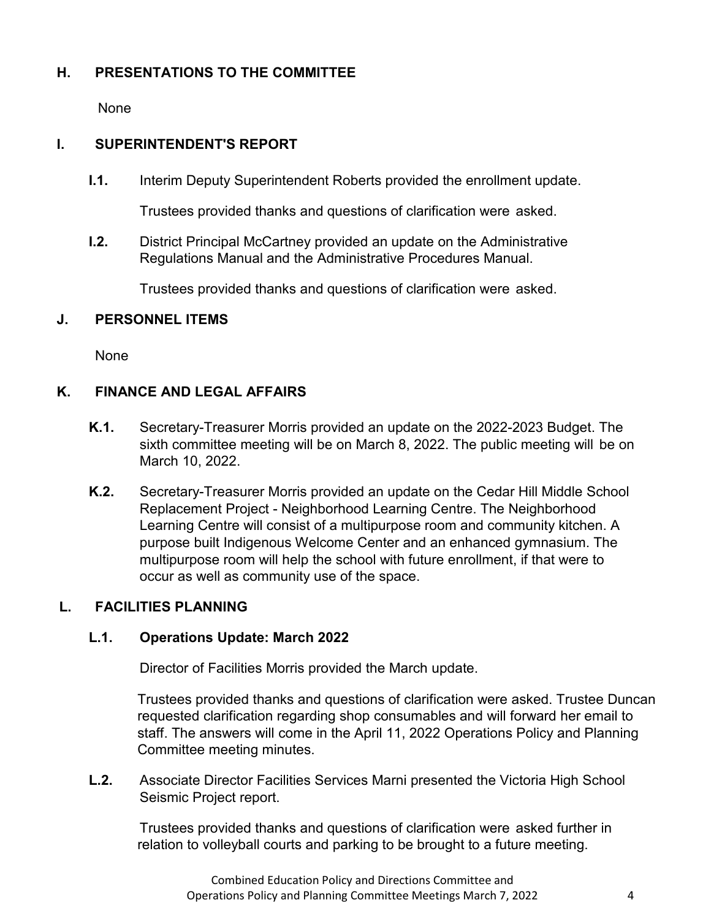## H. PRESENTATIONS TO THE COMMITTEE

None

## I. SUPERINTENDENT'S REPORT

**I.1.** Interim Deputy Superintendent Roberts provided the enrollment update.

Trustees provided thanks and questions of clarification were asked.

**I.2.** District Principal McCartney provided an update on the Administrative Regulations Manual and the Administrative Procedures Manual.

Trustees provided thanks and questions of clarification were asked.

## J. PERSONNEL ITEMS

None

## K. FINANCE AND LEGAL AFFAIRS

**K.1.** Secretary-Treasurer Morris provided an update on the 2022-2023 Budget. The sixth committee meeting will be on March 8, 2022. The public meeting will be on March 10, 2022.

**K.2.** Secretary-Treasurer Morris provided an update on the Cedar Hill Middle School Replacement Project - Neighborhood Learning Centre. The Neighborhood Learning Centre will consist of a multipurpose room and community kitchen. A purpose built Indigenous Welcome Center and an enhanced gymnasium. The multipurpose room will help the school with future enrollment, if that were to occur as well as community use of the space.

## L. FACILITIES PLANNING

### L.1. Operations Update: March 2022

Director of Facilities Morris provided the March update.

Trustees provided thanks and questions of clarification were asked. Trustee Duncan requested clarification regarding shop consumables and will forward her email to staff. The answers will come in the April 11, 2022 Operations Policy and Planning Committee meeting minutes.

**L.2.** Associate Director Facilities Services Marni presented the Victoria High School Seismic Project report.

Trustees provided thanks and questions of clarification were asked further in relation to volleyball courts and parking to be brought to a future meeting.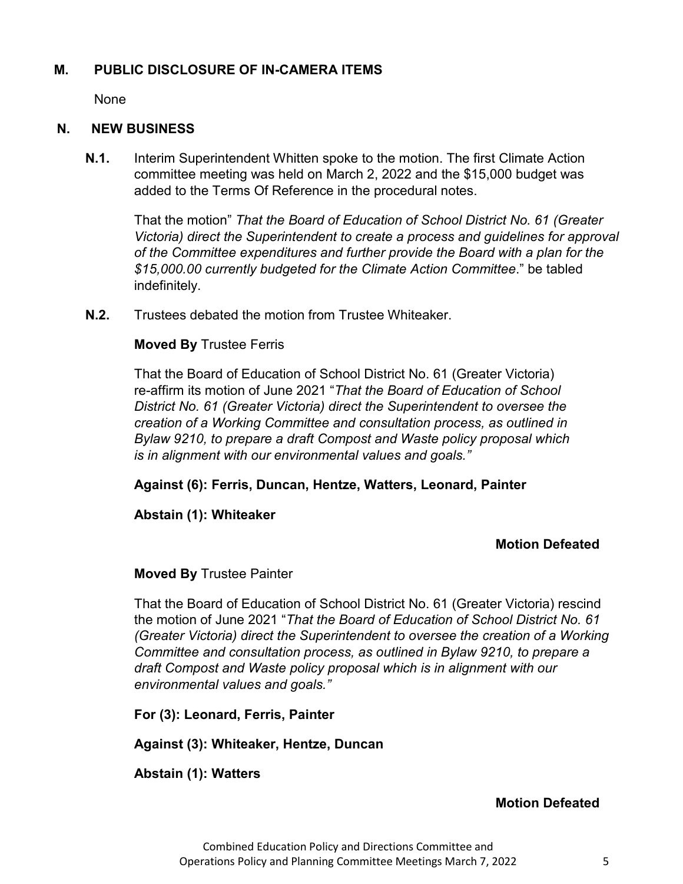## M. PUBLIC DISCLOSURE OF IN-CAMERA ITEMS

None

## N. NEW BUSINESS

**N.1.** Interim Superintendent Whitten spoke to the motion. The first Climate Action committee meeting was held on March 2, 2022 and the $15,000 budget was added to the Terms Of Reference in the procedural notes.

That the motion" *That the Board of Education of School District No. 61 (Greater Victoria) direct the Superintendent to create a process and guidelines for approval of the Committee expenditures and further provide the Board with a plan for the $15,000.00 currently budgeted for the Climate Action Committee*." be tabled indefinitely.

**N.2.** Trustees debated the motion from Trustee Whiteaker.

**Moved By** Trustee Ferris

That the Board of Education of School District No. 61 (Greater Victoria) re-affirm its motion of June 2021 "*That the Board of Education of School District No. 61 (Greater Victoria) direct the Superintendent to oversee the creation of a Working Committee and consultation process, as outlined in Bylaw 9210, to prepare a draft Compost and Waste policy proposal which is in alignment with our environmental values and goals."*

**Against (6): Ferris, Duncan, Hentze, Watters, Leonard, Painter**

**Abstain (1): Whiteaker**

**Motion Defeated**

**Moved By** Trustee Painter

That the Board of Education of School District No. 61 (Greater Victoria) rescind the motion of June 2021 "*That the Board of Education of School District No. 61 (Greater Victoria) direct the Superintendent to oversee the creation of a Working Committee and consultation process, as outlined in Bylaw 9210, to prepare a draft Compost and Waste policy proposal which is in alignment with our environmental values and goals."*

**For (3): Leonard, Ferris, Painter**

**Against (3): Whiteaker, Hentze, Duncan**

**Abstain (1): Watters**

**Motion Defeated**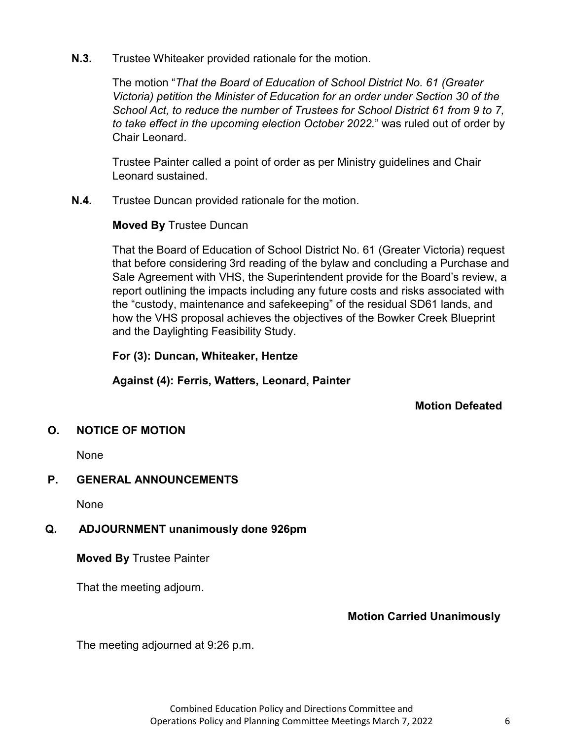**N.3.** Trustee Whiteaker provided rationale for the motion.

The motion "*That the Board of Education of School District No. 61 (Greater Victoria) petition the Minister of Education for an order under Section 30 of the School Act, to reduce the number of Trustees for School District 61 from 9 to 7, to take effect in the upcoming election October 2022.*" was ruled out of order by Chair Leonard.

Trustee Painter called a point of order as per Ministry guidelines and Chair Leonard sustained.

**N.4.** Trustee Duncan provided rationale for the motion.

**Moved By** Trustee Duncan

That the Board of Education of School District No. 61 (Greater Victoria) request that before considering 3rd reading of the bylaw and concluding a Purchase and Sale Agreement with VHS, the Superintendent provide for the Board's review, a report outlining the impacts including any future costs and risks associated with the "custody, maintenance and safekeeping" of the residual SD61 lands, and how the VHS proposal achieves the objectives of the Bowker Creek Blueprint and the Daylighting Feasibility Study.

**For (3): Duncan, Whiteaker, Hentze**

**Against (4): Ferris, Watters, Leonard, Painter**

**Motion Defeated**

## O. NOTICE OF MOTION

None

## P. GENERAL ANNOUNCEMENTS

None

## Q. ADJOURNMENT unanimously done 926pm

**Moved By** Trustee Painter

That the meeting adjourn.

**Motion Carried Unanimously**

The meeting adjourned at 9:26 p.m.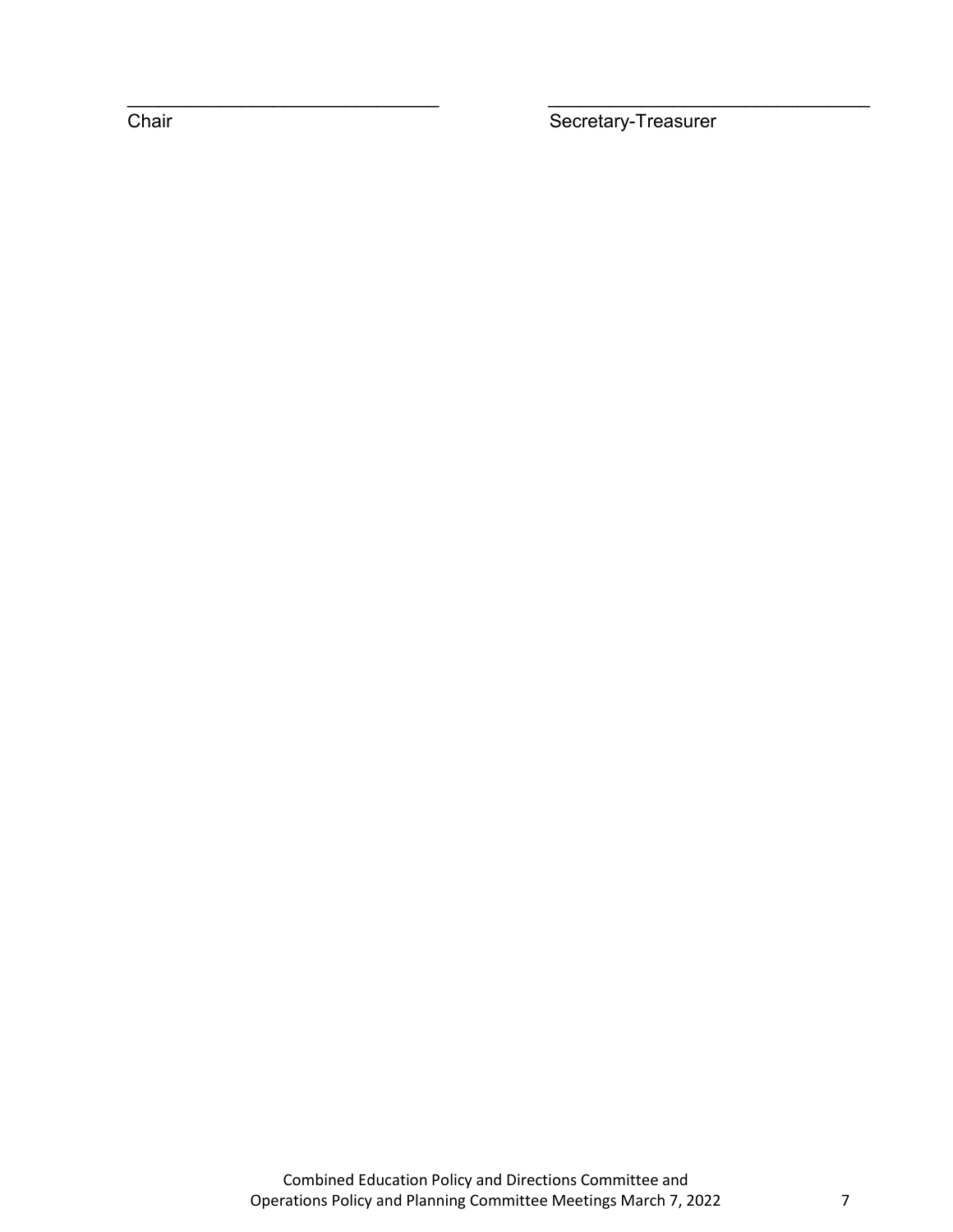\_\_\_\_\_\_\_\_\_\_\_\_\_\_\_\_\_\_\_\_\_\_\_\_\_\_\_\_\_\_\_\_ \_\_\_\_\_\_\_\_\_\_\_\_\_\_\_\_\_\_\_\_\_\_\_\_\_\_\_\_\_\_\_\_\_\_

Chair Secretary-Treasurer